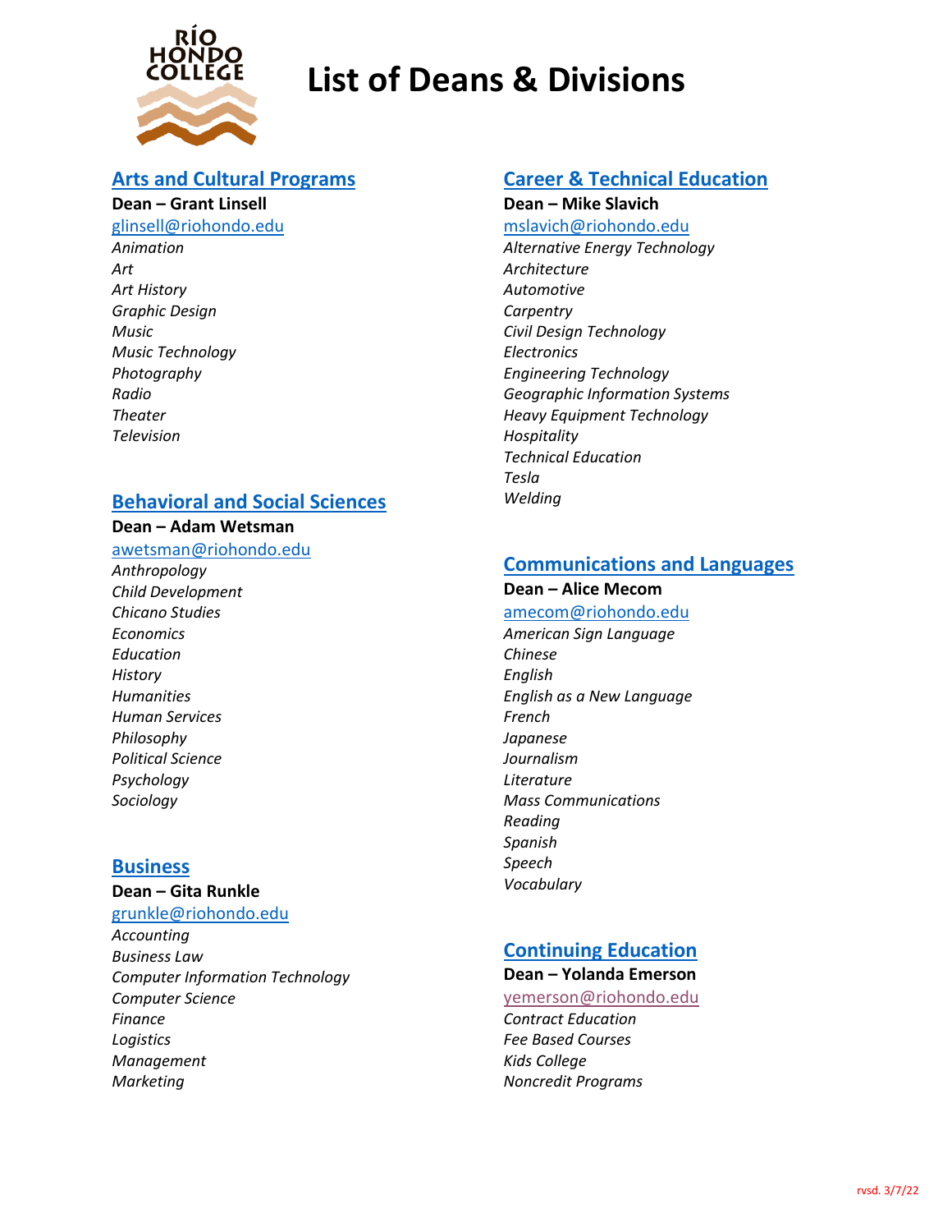# List of Deans & Divisions

## Arts and Cultural Programs

**Dean – Grant Linsell**

glinsell@riohondo.edu

*Animation*
*Art*
*Art History*
*Graphic Design*
*Music*
*Music Technology*
*Photography*
*Radio*
*Theater*
*Television*

## Behavioral and Social Sciences

**Dean – Adam Wetsman**

awetsman@riohondo.edu

*Anthropology*
*Child Development*
*Chicano Studies*
*Economics*
*Education*
*History*
*Humanities*
*Human Services*
*Philosophy*
*Political Science*
*Psychology*
*Sociology*

## Business

**Dean – Gita Runkle**

grunkle@riohondo.edu

*Accounting*
*Business Law*
*Computer Information Technology*
*Computer Science*
*Finance*
*Logistics*
*Management*
*Marketing*

## Career & Technical Education

**Dean – Mike Slavich**

mslavich@riohondo.edu

*Alternative Energy Technology*
*Architecture*
*Automotive*
*Carpentry*
*Civil Design Technology*
*Electronics*
*Engineering Technology*
*Geographic Information Systems*
*Heavy Equipment Technology*
*Hospitality*
*Technical Education*
*Tesla*
*Welding*

## Communications and Languages

**Dean – Alice Mecom**

amecom@riohondo.edu

*American Sign Language*
*Chinese*
*English*
*English as a New Language*
*French*
*Japanese*
*Journalism*
*Literature*
*Mass Communications*
*Reading*
*Spanish*
*Speech*
*Vocabulary*

## Continuing Education

**Dean – Yolanda Emerson**

yemerson@riohondo.edu

*Contract Education*
*Fee Based Courses*
*Kids College*
*Noncredit Programs*

rvsd. 3/7/22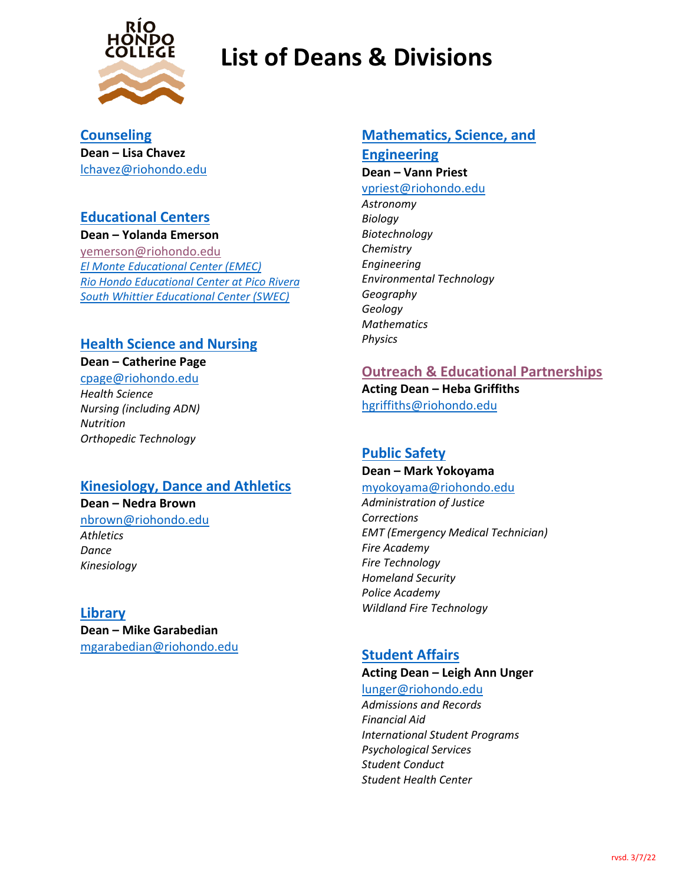# List of Deans & Divisions

## Counseling

**Dean – Lisa Chavez**

lchavez@riohondo.edu

## Educational Centers

**Dean – Yolanda Emerson**

yemerson@riohondo.edu

*El Monte Educational Center (EMEC)*
*Rio Hondo Educational Center at Pico Rivera*
*South Whittier Educational Center (SWEC)*

## Health Science and Nursing

**Dean – Catherine Page**

cpage@riohondo.edu

*Health Science*
*Nursing (including ADN)*
*Nutrition*
*Orthopedic Technology*

## Kinesiology, Dance and Athletics

**Dean – Nedra Brown**

nbrown@riohondo.edu

*Athletics*
*Dance*
*Kinesiology*

## Library

**Dean – Mike Garabedian**

mgarabedian@riohondo.edu

## Mathematics, Science, and Engineering

**Dean – Vann Priest**

vpriest@riohondo.edu

*Astronomy*
*Biology*
*Biotechnology*
*Chemistry*
*Engineering*
*Environmental Technology*
*Geography*
*Geology*
*Mathematics*
*Physics*

## Outreach & Educational Partnerships

**Acting Dean – Heba Griffiths**

hgriffiths@riohondo.edu

## Public Safety

**Dean – Mark Yokoyama**

myokoyama@riohondo.edu

*Administration of Justice*
*Corrections*
*EMT (Emergency Medical Technician)*
*Fire Academy*
*Fire Technology*
*Homeland Security*
*Police Academy*
*Wildland Fire Technology*

## Student Affairs

**Acting Dean – Leigh Ann Unger**

lunger@riohondo.edu

*Admissions and Records*
*Financial Aid*
*International Student Programs*
*Psychological Services*
*Student Conduct*
*Student Health Center*

rvsd. 3/7/22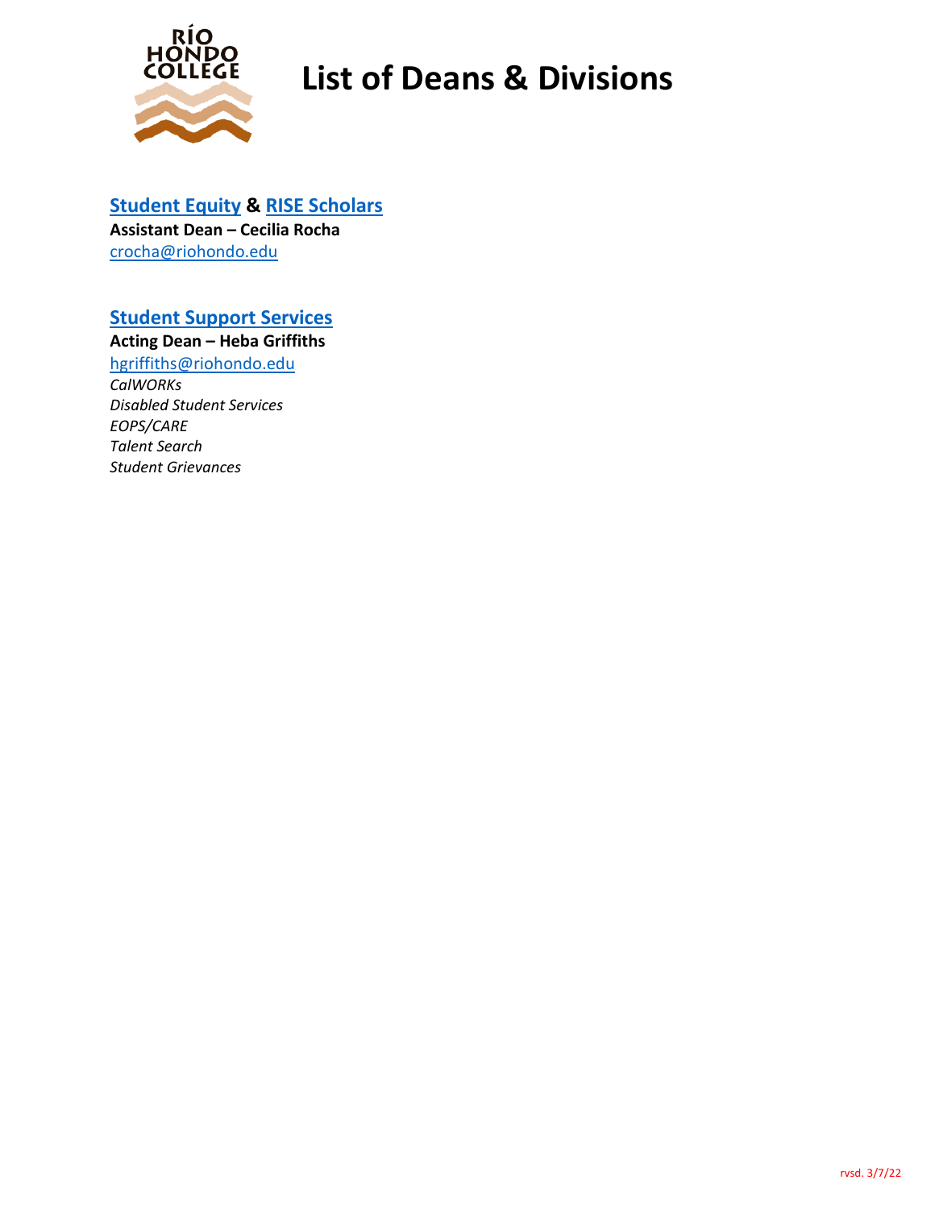# List of Deans & Divisions

## Student Equity & RISE Scholars

**Assistant Dean – Cecilia Rocha**

crocha@riohondo.edu

## Student Support Services

**Acting Dean – Heba Griffiths**

hgriffiths@riohondo.edu

*CalWORKs*

*Disabled Student Services*

*EOPS/CARE*

*Talent Search*

*Student Grievances*

rvsd. 3/7/22